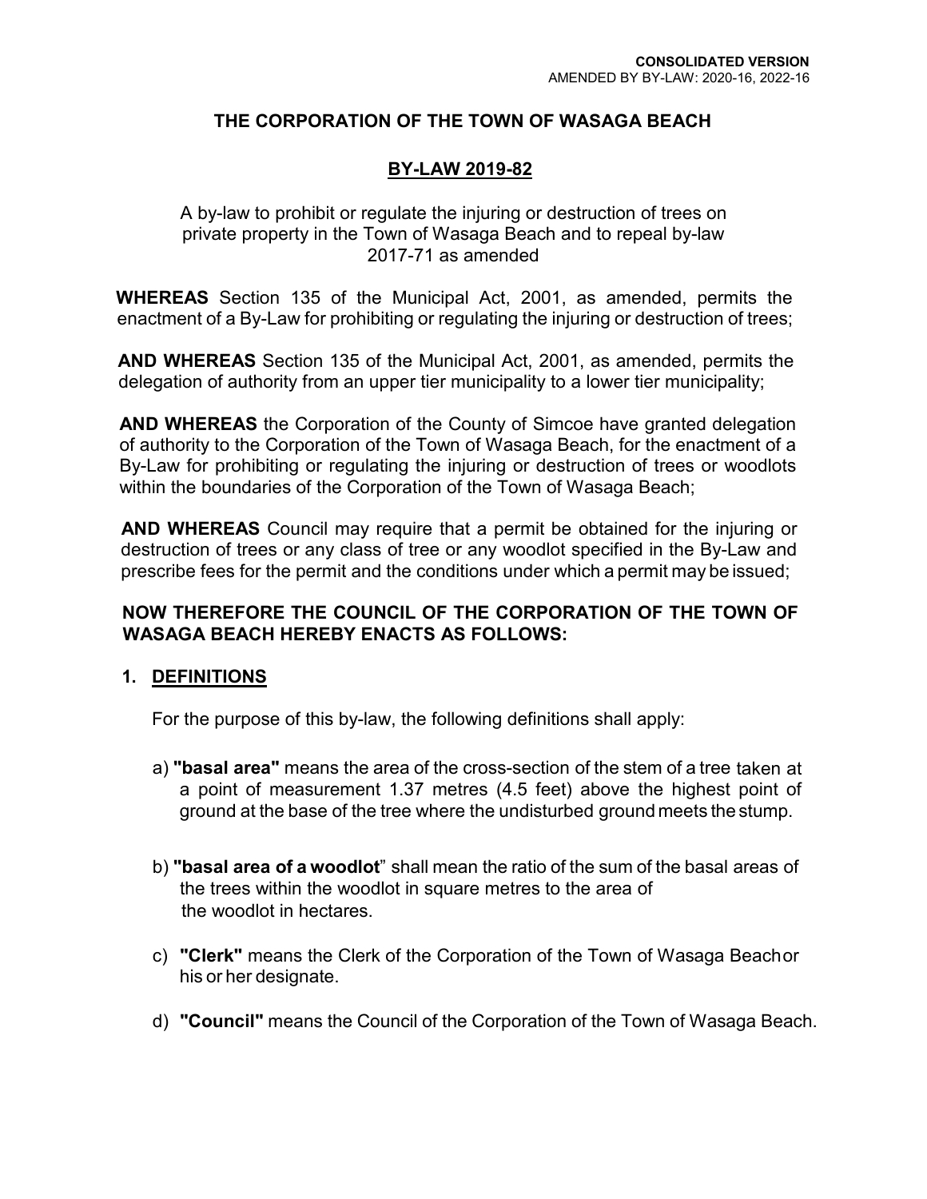**CONSOLIDATED VERSION**
AMENDED BY BY-LAW: 2020-16, 2022-16

# THE CORPORATION OF THE TOWN OF WASAGA BEACH

## BY-LAW 2019-82

A by-law to prohibit or regulate the injuring or destruction of trees on private property in the Town of Wasaga Beach and to repeal by-law 2017-71 as amended

**WHEREAS** Section 135 of the Municipal Act, 2001, as amended, permits the enactment of a By-Law for prohibiting or regulating the injuring or destruction of trees;

**AND WHEREAS** Section 135 of the Municipal Act, 2001, as amended, permits the delegation of authority from an upper tier municipality to a lower tier municipality;

**AND WHEREAS** the Corporation of the County of Simcoe have granted delegation of authority to the Corporation of the Town of Wasaga Beach, for the enactment of a By-Law for prohibiting or regulating the injuring or destruction of trees or woodlots within the boundaries of the Corporation of the Town of Wasaga Beach;

**AND WHEREAS** Council may require that a permit be obtained for the injuring or destruction of trees or any class of tree or any woodlot specified in the By-Law and prescribe fees for the permit and the conditions under which a permit may be issued;

**NOW THEREFORE THE COUNCIL OF THE CORPORATION OF THE TOWN OF WASAGA BEACH HEREBY ENACTS AS FOLLOWS:**

### 1. DEFINITIONS

For the purpose of this by-law, the following definitions shall apply:

a) **"basal area"** means the area of the cross-section of the stem of a tree taken at a point of measurement 1.37 metres (4.5 feet) above the highest point of ground at the base of the tree where the undisturbed ground meets the stump.

b) **"basal area of a woodlot"** shall mean the ratio of the sum of the basal areas of the trees within the woodlot in square metres to the area of the woodlot in hectares.

c) **"Clerk"** means the Clerk of the Corporation of the Town of Wasaga Beach or his or her designate.

d) **"Council"** means the Council of the Corporation of the Town of Wasaga Beach.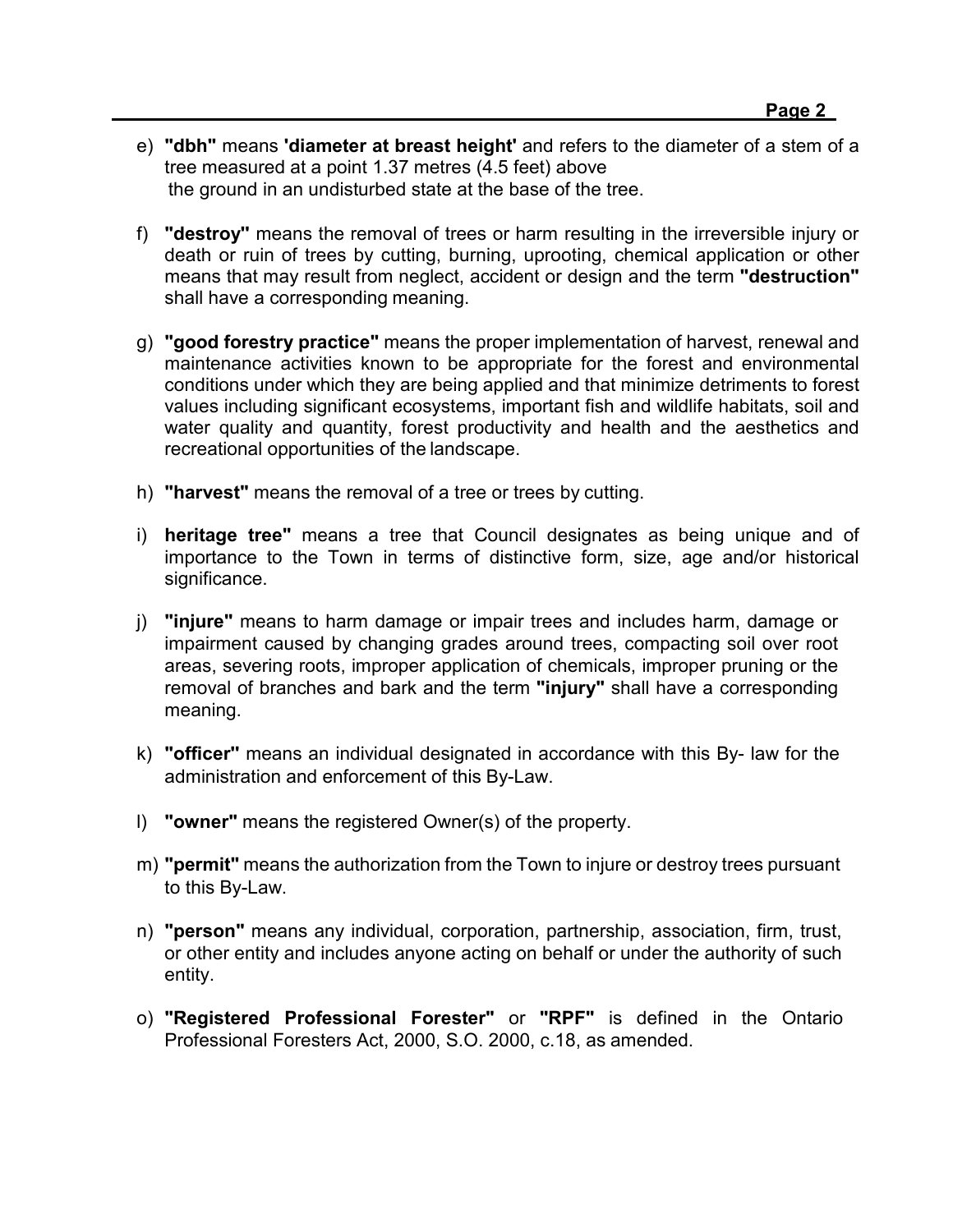e) **"dbh"** means **'diameter at breast height'** and refers to the diameter of a stem of a tree measured at a point 1.37 metres (4.5 feet) above the ground in an undisturbed state at the base of the tree.

f) **"destroy"** means the removal of trees or harm resulting in the irreversible injury or death or ruin of trees by cutting, burning, uprooting, chemical application or other means that may result from neglect, accident or design and the term **"destruction"** shall have a corresponding meaning.

g) **"good forestry practice"** means the proper implementation of harvest, renewal and maintenance activities known to be appropriate for the forest and environmental conditions under which they are being applied and that minimize detriments to forest values including significant ecosystems, important fish and wildlife habitats, soil and water quality and quantity, forest productivity and health and the aesthetics and recreational opportunities of the landscape.

h) **"harvest"** means the removal of a tree or trees by cutting.

i) **heritage tree"** means a tree that Council designates as being unique and of importance to the Town in terms of distinctive form, size, age and/or historical significance.

j) **"injure"** means to harm damage or impair trees and includes harm, damage or impairment caused by changing grades around trees, compacting soil over root areas, severing roots, improper application of chemicals, improper pruning or the removal of branches and bark and the term **"injury"** shall have a corresponding meaning.

k) **"officer"** means an individual designated in accordance with this By- law for the administration and enforcement of this By-Law.

l) **"owner"** means the registered Owner(s) of the property.

m) **"permit"** means the authorization from the Town to injure or destroy trees pursuant to this By-Law.

n) **"person"** means any individual, corporation, partnership, association, firm, trust, or other entity and includes anyone acting on behalf or under the authority of such entity.

o) **"Registered Professional Forester"** or **"RPF"** is defined in the Ontario Professional Foresters Act, 2000, S.O. 2000, c.18, as amended.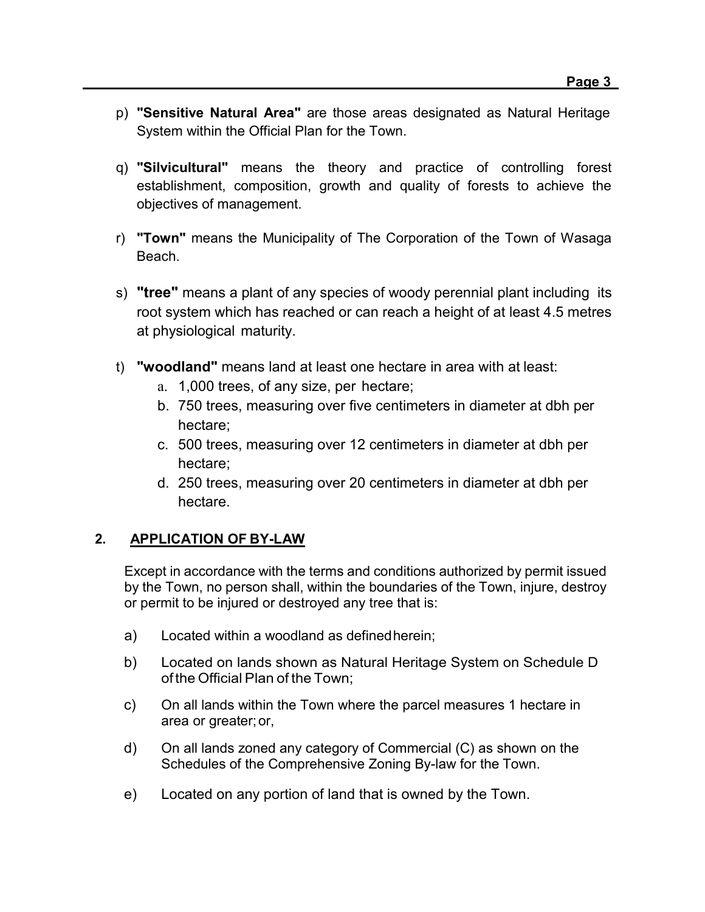p) **"Sensitive Natural Area"** are those areas designated as Natural Heritage System within the Official Plan for the Town.

q) **"Silvicultural"** means the theory and practice of controlling forest establishment, composition, growth and quality of forests to achieve the objectives of management.

r) **"Town"** means the Municipality of The Corporation of the Town of Wasaga Beach.

s) **"tree"** means a plant of any species of woody perennial plant including its root system which has reached or can reach a height of at least 4.5 metres at physiological maturity.

t) **"woodland"** means land at least one hectare in area with at least:
   a. 1,000 trees, of any size, per hectare;
   b. 750 trees, measuring over five centimeters in diameter at dbh per hectare;
   c. 500 trees, measuring over 12 centimeters in diameter at dbh per hectare;
   d. 250 trees, measuring over 20 centimeters in diameter at dbh per hectare.

## 2. APPLICATION OF BY-LAW

Except in accordance with the terms and conditions authorized by permit issued by the Town, no person shall, within the boundaries of the Town, injure, destroy or permit to be injured or destroyed any tree that is:

a) Located within a woodland as defined herein;

b) Located on lands shown as Natural Heritage System on Schedule D of the Official Plan of the Town;

c) On all lands within the Town where the parcel measures 1 hectare in area or greater; or,

d) On all lands zoned any category of Commercial (C) as shown on the Schedules of the Comprehensive Zoning By-law for the Town.

e) Located on any portion of land that is owned by the Town.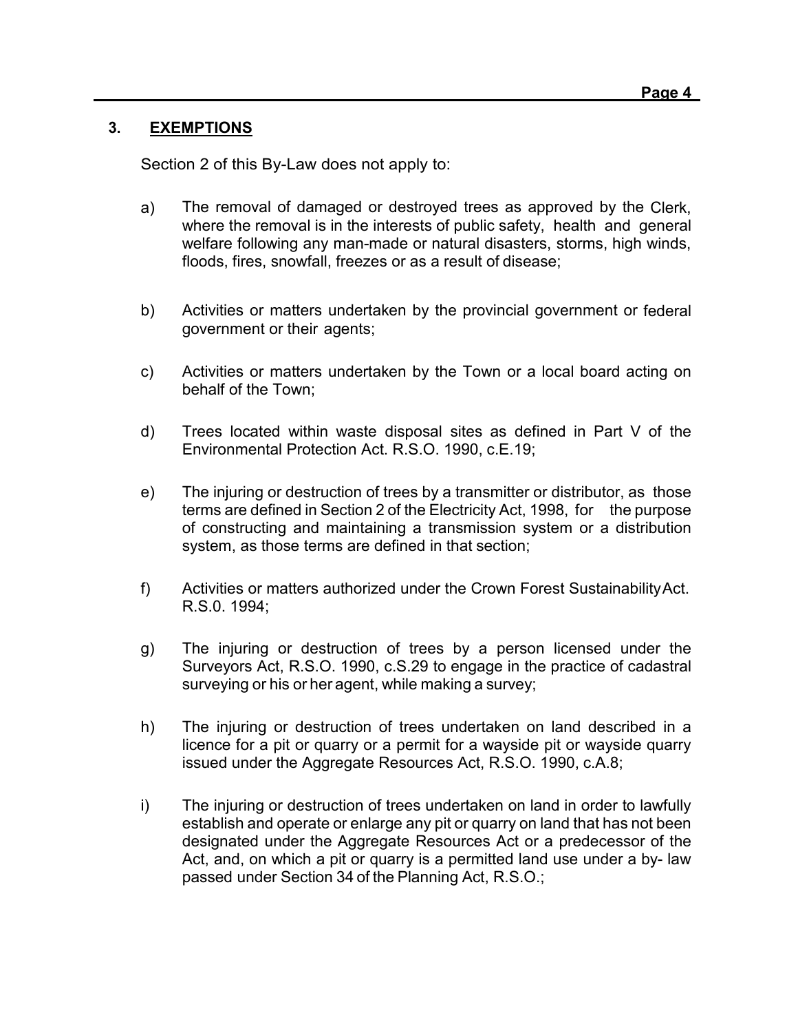## 3. EXEMPTIONS

Section 2 of this By-Law does not apply to:

a) The removal of damaged or destroyed trees as approved by the Clerk, where the removal is in the interests of public safety, health and general welfare following any man-made or natural disasters, storms, high winds, floods, fires, snowfall, freezes or as a result of disease;

b) Activities or matters undertaken by the provincial government or federal government or their agents;

c) Activities or matters undertaken by the Town or a local board acting on behalf of the Town;

d) Trees located within waste disposal sites as defined in Part V of the Environmental Protection Act. R.S.O. 1990, c.E.19;

e) The injuring or destruction of trees by a transmitter or distributor, as those terms are defined in Section 2 of the Electricity Act, 1998, for the purpose of constructing and maintaining a transmission system or a distribution system, as those terms are defined in that section;

f) Activities or matters authorized under the Crown Forest Sustainability Act. R.S.0. 1994;

g) The injuring or destruction of trees by a person licensed under the Surveyors Act, R.S.O. 1990, c.S.29 to engage in the practice of cadastral surveying or his or her agent, while making a survey;

h) The injuring or destruction of trees undertaken on land described in a licence for a pit or quarry or a permit for a wayside pit or wayside quarry issued under the Aggregate Resources Act, R.S.O. 1990, c.A.8;

i) The injuring or destruction of trees undertaken on land in order to lawfully establish and operate or enlarge any pit or quarry on land that has not been designated under the Aggregate Resources Act or a predecessor of the Act, and, on which a pit or quarry is a permitted land use under a by- law passed under Section 34 of the Planning Act, R.S.O.;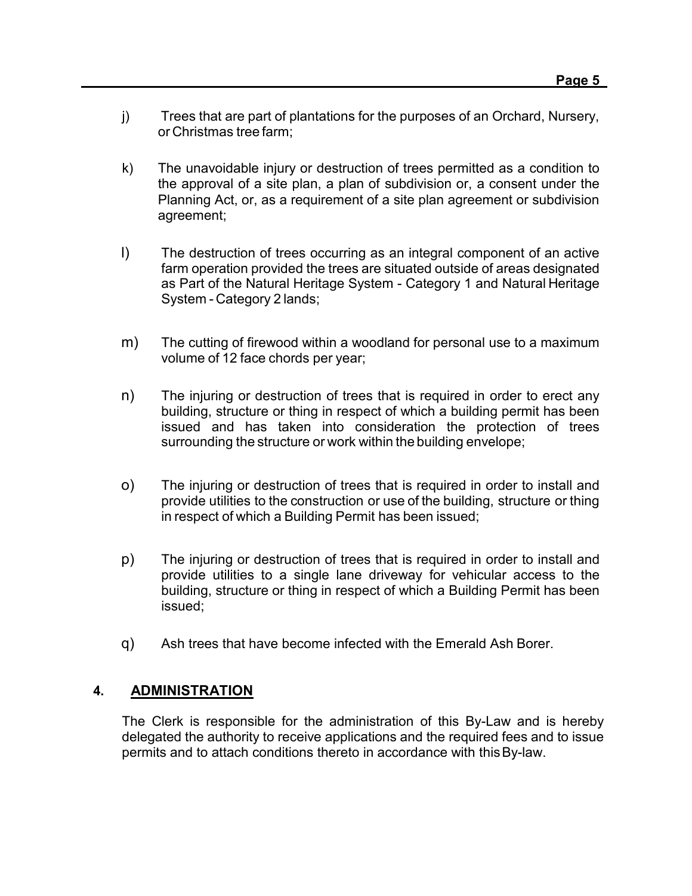j) Trees that are part of plantations for the purposes of an Orchard, Nursery, or Christmas tree farm;

k) The unavoidable injury or destruction of trees permitted as a condition to the approval of a site plan, a plan of subdivision or, a consent under the Planning Act, or, as a requirement of a site plan agreement or subdivision agreement;

l) The destruction of trees occurring as an integral component of an active farm operation provided the trees are situated outside of areas designated as Part of the Natural Heritage System - Category 1 and Natural Heritage System - Category 2 lands;

m) The cutting of firewood within a woodland for personal use to a maximum volume of 12 face chords per year;

n) The injuring or destruction of trees that is required in order to erect any building, structure or thing in respect of which a building permit has been issued and has taken into consideration the protection of trees surrounding the structure or work within the building envelope;

o) The injuring or destruction of trees that is required in order to install and provide utilities to the construction or use of the building, structure or thing in respect of which a Building Permit has been issued;

p) The injuring or destruction of trees that is required in order to install and provide utilities to a single lane driveway for vehicular access to the building, structure or thing in respect of which a Building Permit has been issued;

q) Ash trees that have become infected with the Emerald Ash Borer.

## 4. ADMINISTRATION

The Clerk is responsible for the administration of this By-Law and is hereby delegated the authority to receive applications and the required fees and to issue permits and to attach conditions thereto in accordance with this By-law.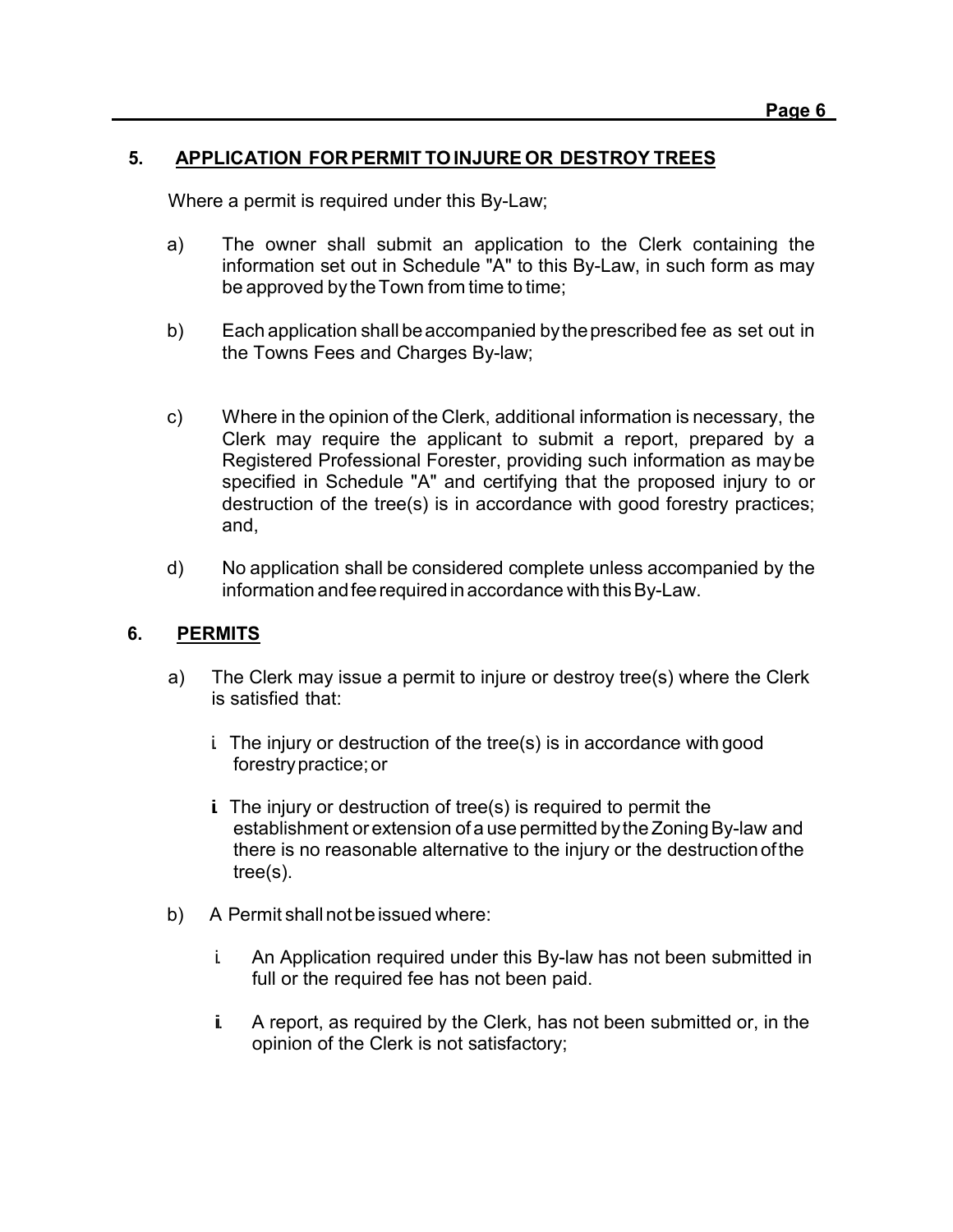## 5. APPLICATION FOR PERMIT TO INJURE OR DESTROY TREES

Where a permit is required under this By-Law;

a) The owner shall submit an application to the Clerk containing the information set out in Schedule "A" to this By-Law, in such form as may be approved by the Town from time to time;

b) Each application shall be accompanied by the prescribed fee as set out in the Towns Fees and Charges By-law;

c) Where in the opinion of the Clerk, additional information is necessary, the Clerk may require the applicant to submit a report, prepared by a Registered Professional Forester, providing such information as may be specified in Schedule "A" and certifying that the proposed injury to or destruction of the tree(s) is in accordance with good forestry practices; and,

d) No application shall be considered complete unless accompanied by the information and fee required in accordance with this By-Law.

## 6. PERMITS

a) The Clerk may issue a permit to injure or destroy tree(s) where the Clerk is satisfied that:

   i. The injury or destruction of the tree(s) is in accordance with good forestry practice; or

   ii. The injury or destruction of tree(s) is required to permit the establishment or extension of a use permitted by the Zoning By-law and there is no reasonable alternative to the injury or the destruction of the tree(s).

b) A Permit shall not be issued where:

   i. An Application required under this By-law has not been submitted in full or the required fee has not been paid.

   ii. A report, as required by the Clerk, has not been submitted or, in the opinion of the Clerk is not satisfactory;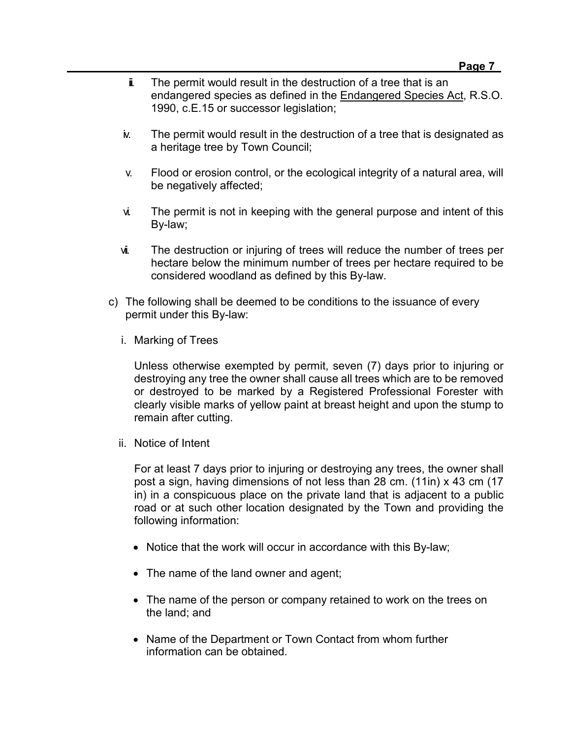iii. The permit would result in the destruction of a tree that is an endangered species as defined in the Endangered Species Act, R.S.O. 1990, c.E.15 or successor legislation;

iv. The permit would result in the destruction of a tree that is designated as a heritage tree by Town Council;

v. Flood or erosion control, or the ecological integrity of a natural area, will be negatively affected;

vi. The permit is not in keeping with the general purpose and intent of this By-law;

vii. The destruction or injuring of trees will reduce the number of trees per hectare below the minimum number of trees per hectare required to be considered woodland as defined by this By-law.

c) The following shall be deemed to be conditions to the issuance of every permit under this By-law:

i. Marking of Trees

Unless otherwise exempted by permit, seven (7) days prior to injuring or destroying any tree the owner shall cause all trees which are to be removed or destroyed to be marked by a Registered Professional Forester with clearly visible marks of yellow paint at breast height and upon the stump to remain after cutting.

ii. Notice of Intent

For at least 7 days prior to injuring or destroying any trees, the owner shall post a sign, having dimensions of not less than 28 cm. (11in) x 43 cm (17 in) in a conspicuous place on the private land that is adjacent to a public road or at such other location designated by the Town and providing the following information:

- Notice that the work will occur in accordance with this By-law;
- The name of the land owner and agent;
- The name of the person or company retained to work on the trees on the land; and
- Name of the Department or Town Contact from whom further information can be obtained.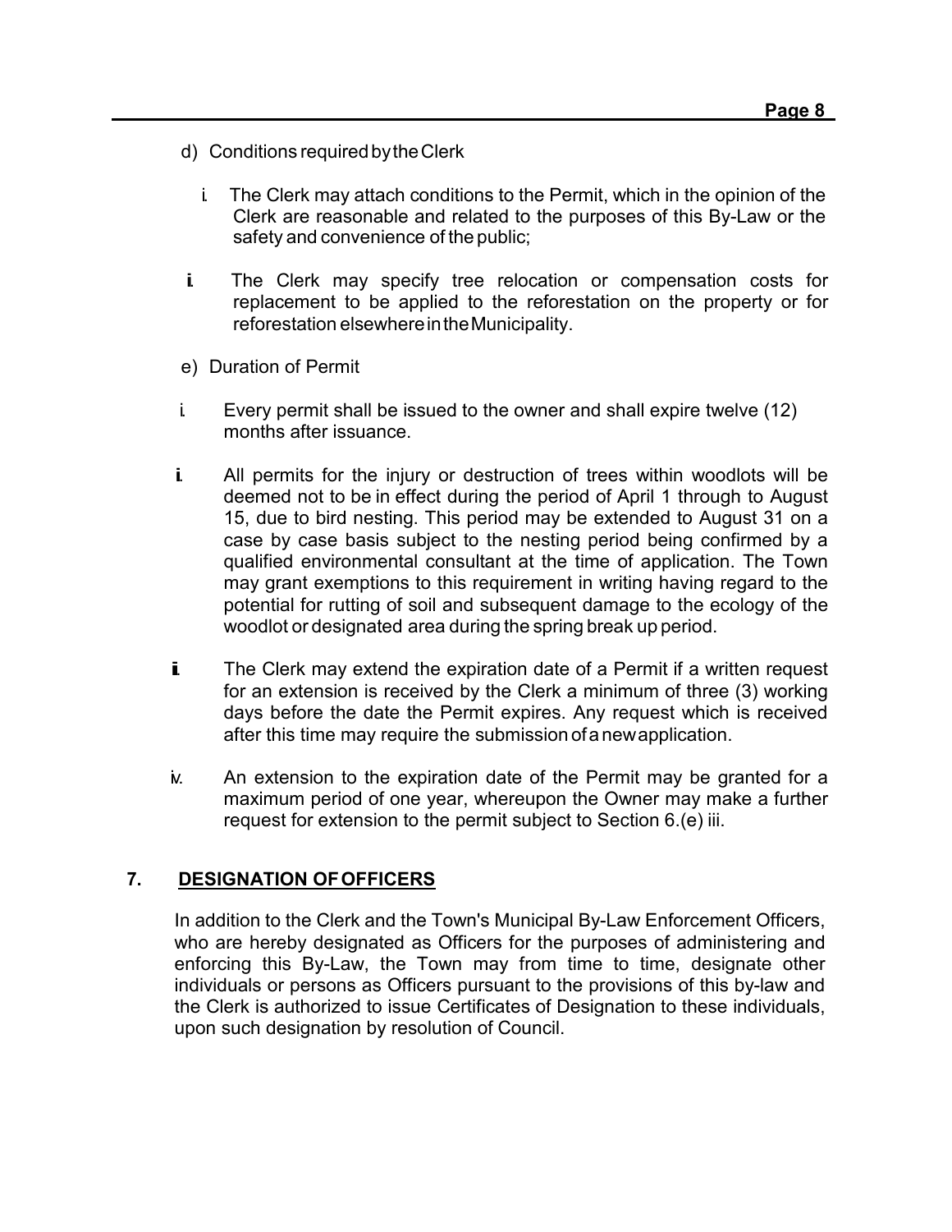d) Conditions required by the Clerk

i. The Clerk may attach conditions to the Permit, which in the opinion of the Clerk are reasonable and related to the purposes of this By-Law or the safety and convenience of the public;

ii. The Clerk may specify tree relocation or compensation costs for replacement to be applied to the reforestation on the property or for reforestation elsewhere in the Municipality.

e) Duration of Permit

i. Every permit shall be issued to the owner and shall expire twelve (12) months after issuance.

ii. All permits for the injury or destruction of trees within woodlots will be deemed not to be in effect during the period of April 1 through to August 15, due to bird nesting. This period may be extended to August 31 on a case by case basis subject to the nesting period being confirmed by a qualified environmental consultant at the time of application. The Town may grant exemptions to this requirement in writing having regard to the potential for rutting of soil and subsequent damage to the ecology of the woodlot or designated area during the spring break up period.

iii. The Clerk may extend the expiration date of a Permit if a written request for an extension is received by the Clerk a minimum of three (3) working days before the date the Permit expires. Any request which is received after this time may require the submission of a new application.

iv. An extension to the expiration date of the Permit may be granted for a maximum period of one year, whereupon the Owner may make a further request for extension to the permit subject to Section 6.(e) iii.

## 7. DESIGNATION OF OFFICERS

In addition to the Clerk and the Town's Municipal By-Law Enforcement Officers, who are hereby designated as Officers for the purposes of administering and enforcing this By-Law, the Town may from time to time, designate other individuals or persons as Officers pursuant to the provisions of this by-law and the Clerk is authorized to issue Certificates of Designation to these individuals, upon such designation by resolution of Council.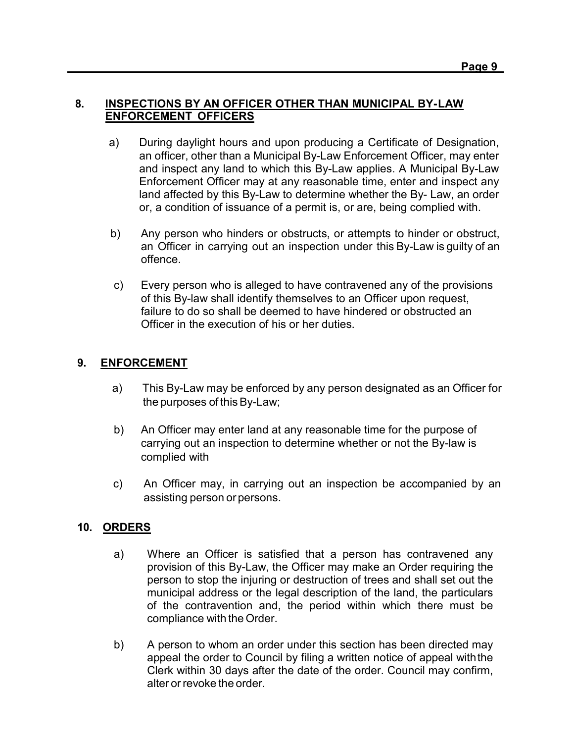## 8. INSPECTIONS BY AN OFFICER OTHER THAN MUNICIPAL BY-LAW ENFORCEMENT OFFICERS

a) During daylight hours and upon producing a Certificate of Designation, an officer, other than a Municipal By-Law Enforcement Officer, may enter and inspect any land to which this By-Law applies. A Municipal By-Law Enforcement Officer may at any reasonable time, enter and inspect any land affected by this By-Law to determine whether the By- Law, an order or, a condition of issuance of a permit is, or are, being complied with.

b) Any person who hinders or obstructs, or attempts to hinder or obstruct, an Officer in carrying out an inspection under this By-Law is guilty of an offence.

c) Every person who is alleged to have contravened any of the provisions of this By-law shall identify themselves to an Officer upon request, failure to do so shall be deemed to have hindered or obstructed an Officer in the execution of his or her duties.

## 9. ENFORCEMENT

a) This By-Law may be enforced by any person designated as an Officer for the purposes of this By-Law;

b) An Officer may enter land at any reasonable time for the purpose of carrying out an inspection to determine whether or not the By-law is complied with

c) An Officer may, in carrying out an inspection be accompanied by an assisting person or persons.

## 10. ORDERS

a) Where an Officer is satisfied that a person has contravened any provision of this By-Law, the Officer may make an Order requiring the person to stop the injuring or destruction of trees and shall set out the municipal address or the legal description of the land, the particulars of the contravention and, the period within which there must be compliance with the Order.

b) A person to whom an order under this section has been directed may appeal the order to Council by filing a written notice of appeal with the Clerk within 30 days after the date of the order. Council may confirm, alter or revoke the order.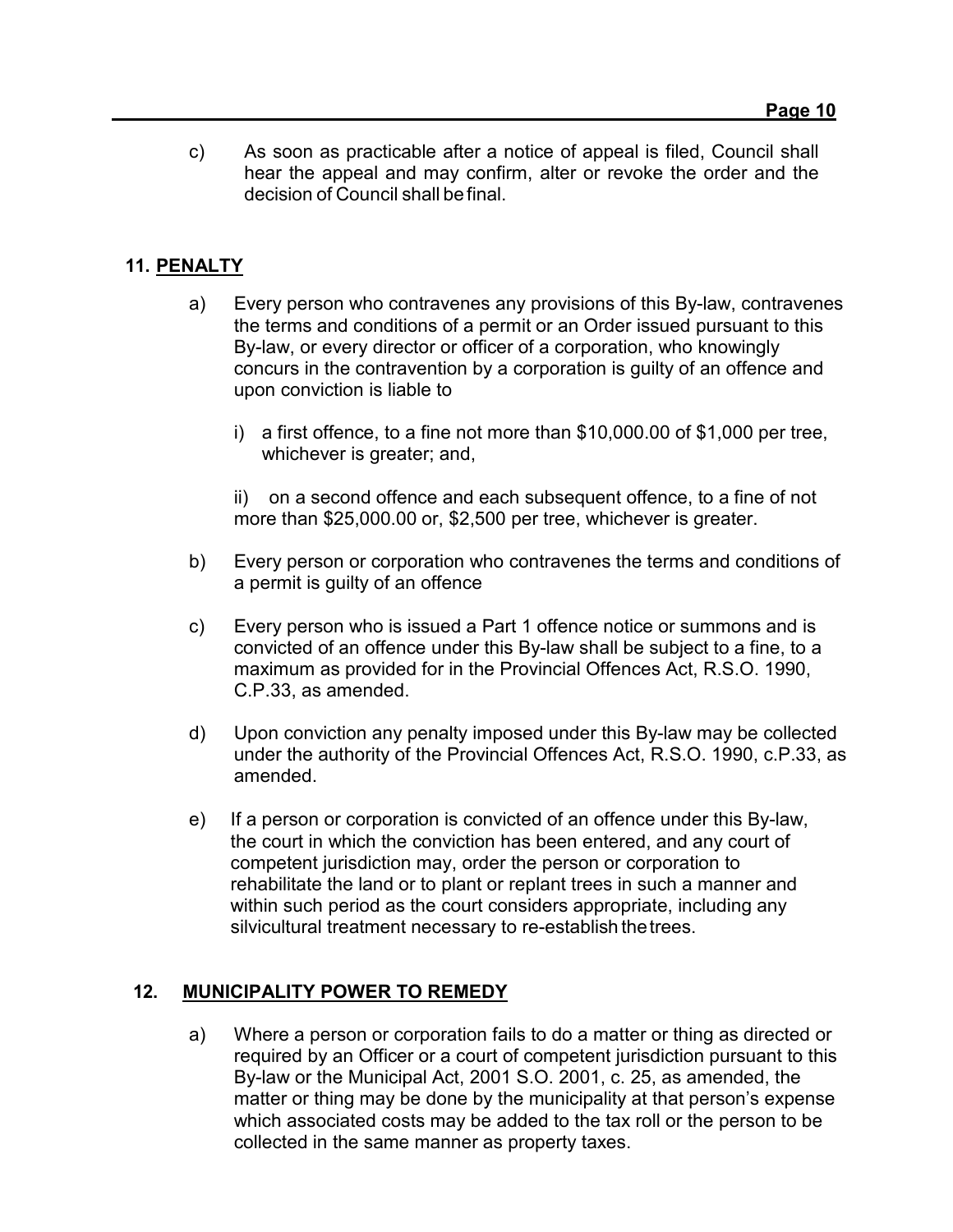c) As soon as practicable after a notice of appeal is filed, Council shall hear the appeal and may confirm, alter or revoke the order and the decision of Council shall be final.

## 11. PENALTY

a) Every person who contravenes any provisions of this By-law, contravenes the terms and conditions of a permit or an Order issued pursuant to this By-law, or every director or officer of a corporation, who knowingly concurs in the contravention by a corporation is guilty of an offence and upon conviction is liable to

   i) a first offence, to a fine not more than $10,000.00 of $1,000 per tree, whichever is greater; and,

   ii) on a second offence and each subsequent offence, to a fine of not more than $25,000.00 or, $2,500 per tree, whichever is greater.

b) Every person or corporation who contravenes the terms and conditions of a permit is guilty of an offence

c) Every person who is issued a Part 1 offence notice or summons and is convicted of an offence under this By-law shall be subject to a fine, to a maximum as provided for in the Provincial Offences Act, R.S.O. 1990, C.P.33, as amended.

d) Upon conviction any penalty imposed under this By-law may be collected under the authority of the Provincial Offences Act, R.S.O. 1990, c.P.33, as amended.

e) If a person or corporation is convicted of an offence under this By-law, the court in which the conviction has been entered, and any court of competent jurisdiction may, order the person or corporation to rehabilitate the land or to plant or replant trees in such a manner and within such period as the court considers appropriate, including any silvicultural treatment necessary to re-establish the trees.

## 12. MUNICIPALITY POWER TO REMEDY

a) Where a person or corporation fails to do a matter or thing as directed or required by an Officer or a court of competent jurisdiction pursuant to this By-law or the Municipal Act, 2001 S.O. 2001, c. 25, as amended, the matter or thing may be done by the municipality at that person's expense which associated costs may be added to the tax roll or the person to be collected in the same manner as property taxes.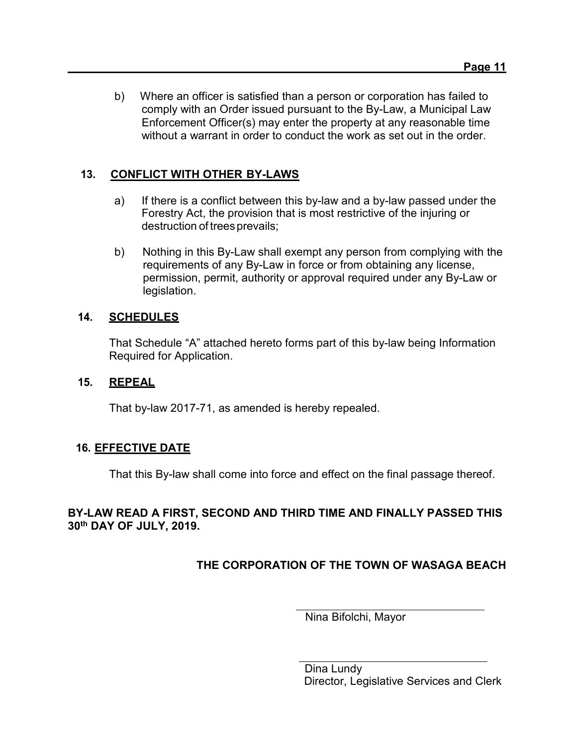b) Where an officer is satisfied than a person or corporation has failed to comply with an Order issued pursuant to the By-Law, a Municipal Law Enforcement Officer(s) may enter the property at any reasonable time without a warrant in order to conduct the work as set out in the order.

## 13. CONFLICT WITH OTHER BY-LAWS

a) If there is a conflict between this by-law and a by-law passed under the Forestry Act, the provision that is most restrictive of the injuring or destruction of trees prevails;

b) Nothing in this By-Law shall exempt any person from complying with the requirements of any By-Law in force or from obtaining any license, permission, permit, authority or approval required under any By-Law or legislation.

## 14. SCHEDULES

That Schedule “A” attached hereto forms part of this by-law being Information Required for Application.

## 15. REPEAL

That by-law 2017-71, as amended is hereby repealed.

## 16. EFFECTIVE DATE

That this By-law shall come into force and effect on the final passage thereof.

**BY-LAW READ A FIRST, SECOND AND THIRD TIME AND FINALLY PASSED THIS 30th DAY OF JULY, 2019.**

**THE CORPORATION OF THE TOWN OF WASAGA BEACH**

Nina Bifolchi, Mayor

Dina Lundy
Director, Legislative Services and Clerk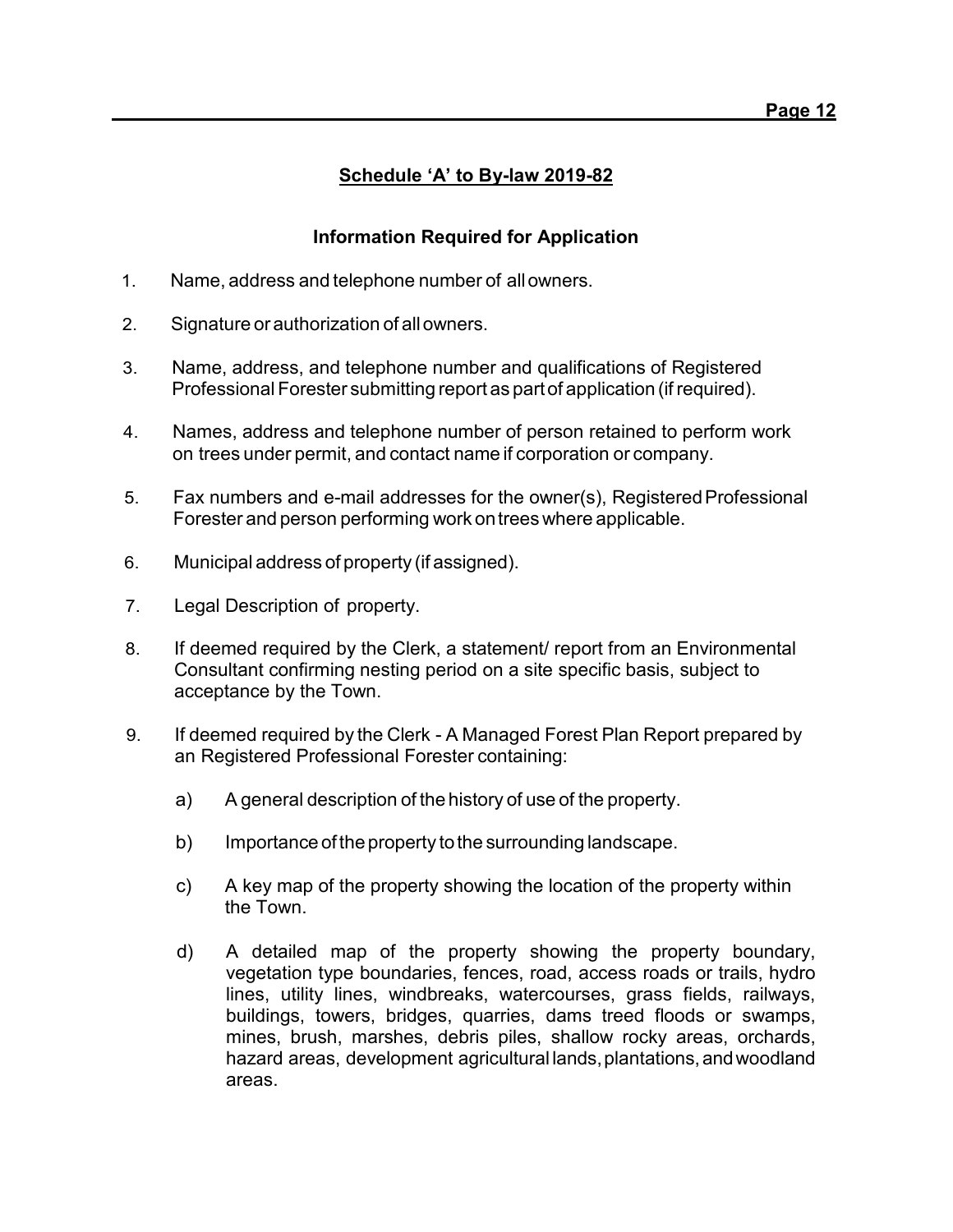## Schedule 'A' to By-law 2019-82

### Information Required for Application

1. Name, address and telephone number of all owners.

2. Signature or authorization of all owners.

3. Name, address, and telephone number and qualifications of Registered Professional Forester submitting report as part of application (if required).

4. Names, address and telephone number of person retained to perform work on trees under permit, and contact name if corporation or company.

5. Fax numbers and e-mail addresses for the owner(s), Registered Professional Forester and person performing work on trees where applicable.

6. Municipal address of property (if assigned).

7. Legal Description of property.

8. If deemed required by the Clerk, a statement/ report from an Environmental Consultant confirming nesting period on a site specific basis, subject to acceptance by the Town.

9. If deemed required by the Clerk - A Managed Forest Plan Report prepared by an Registered Professional Forester containing:

   a) A general description of the history of use of the property.

   b) Importance of the property to the surrounding landscape.

   c) A key map of the property showing the location of the property within the Town.

   d) A detailed map of the property showing the property boundary, vegetation type boundaries, fences, road, access roads or trails, hydro lines, utility lines, windbreaks, watercourses, grass fields, railways, buildings, towers, bridges, quarries, dams treed floods or swamps, mines, brush, marshes, debris piles, shallow rocky areas, orchards, hazard areas, development agricultural lands, plantations, and woodland areas.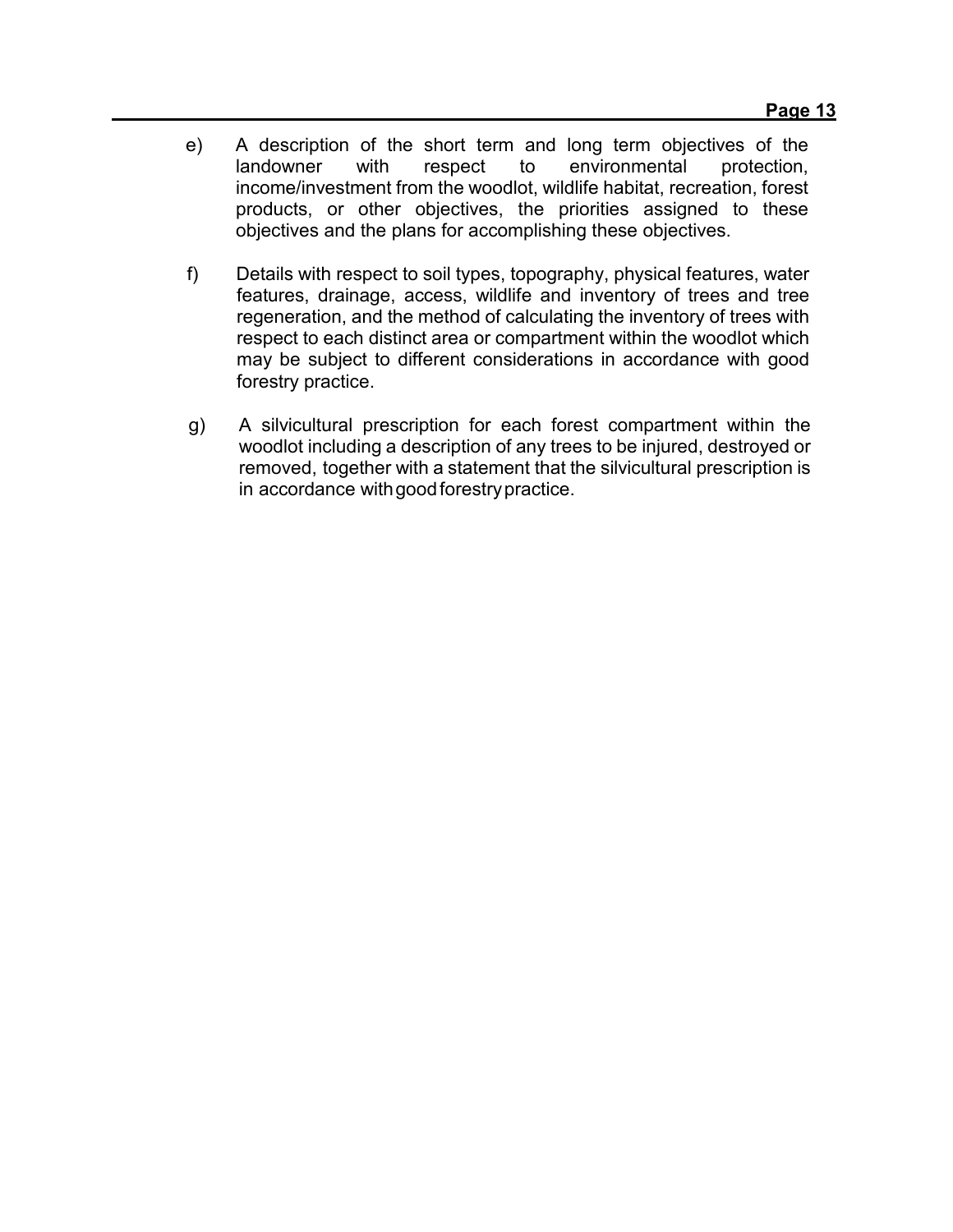e) A description of the short term and long term objectives of the landowner with respect to environmental protection, income/investment from the woodlot, wildlife habitat, recreation, forest products, or other objectives, the priorities assigned to these objectives and the plans for accomplishing these objectives.

f) Details with respect to soil types, topography, physical features, water features, drainage, access, wildlife and inventory of trees and tree regeneration, and the method of calculating the inventory of trees with respect to each distinct area or compartment within the woodlot which may be subject to different considerations in accordance with good forestry practice.

g) A silvicultural prescription for each forest compartment within the woodlot including a description of any trees to be injured, destroyed or removed, together with a statement that the silvicultural prescription is in accordance with good forestry practice.